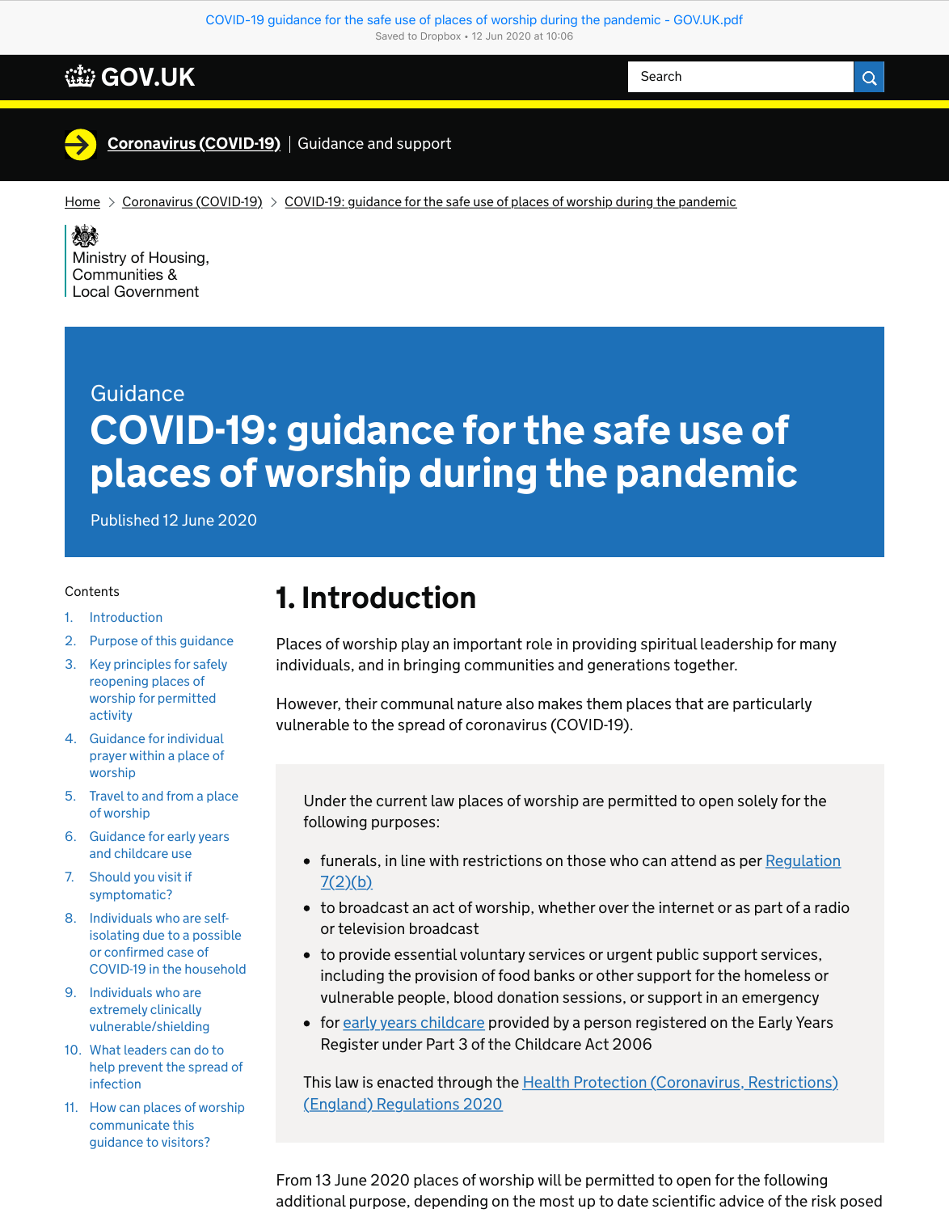Guidance

# COVID-19: guidance for the safe use of places of worship during the pandemic

Published 12 June 2020

Contents

1. Introduction
2. Purpose of this guidance
3. Key principles for safely reopening places of worship for permitted activity
4. Guidance for individual prayer within a place of worship
5. Travel to and from a place of worship
6. Guidance for early years and childcare use
7. Should you visit if symptomatic?
8. Individuals who are self-isolating due to a possible or confirmed case of COVID-19 in the household
9. Individuals who are extremely clinically vulnerable/shielding
10. What leaders can do to help prevent the spread of infection
11. How can places of worship communicate this guidance to visitors?

## 1. Introduction

Places of worship play an important role in providing spiritual leadership for many individuals, and in bringing communities and generations together.

However, their communal nature also makes them places that are particularly vulnerable to the spread of coronavirus (COVID-19).

> Under the current law places of worship are permitted to open solely for the following purposes:
>
> - funerals, in line with restrictions on those who can attend as per Regulation 7(2)(b)
> - to broadcast an act of worship, whether over the internet or as part of a radio or television broadcast
> - to provide essential voluntary services or urgent public support services, including the provision of food banks or other support for the homeless or vulnerable people, blood donation sessions, or support in an emergency
> - for early years childcare provided by a person registered on the Early Years Register under Part 3 of the Childcare Act 2006
>
> This law is enacted through the Health Protection (Coronavirus, Restrictions) (England) Regulations 2020

From 13 June 2020 places of worship will be permitted to open for the following additional purpose, depending on the most up to date scientific advice of the risk posed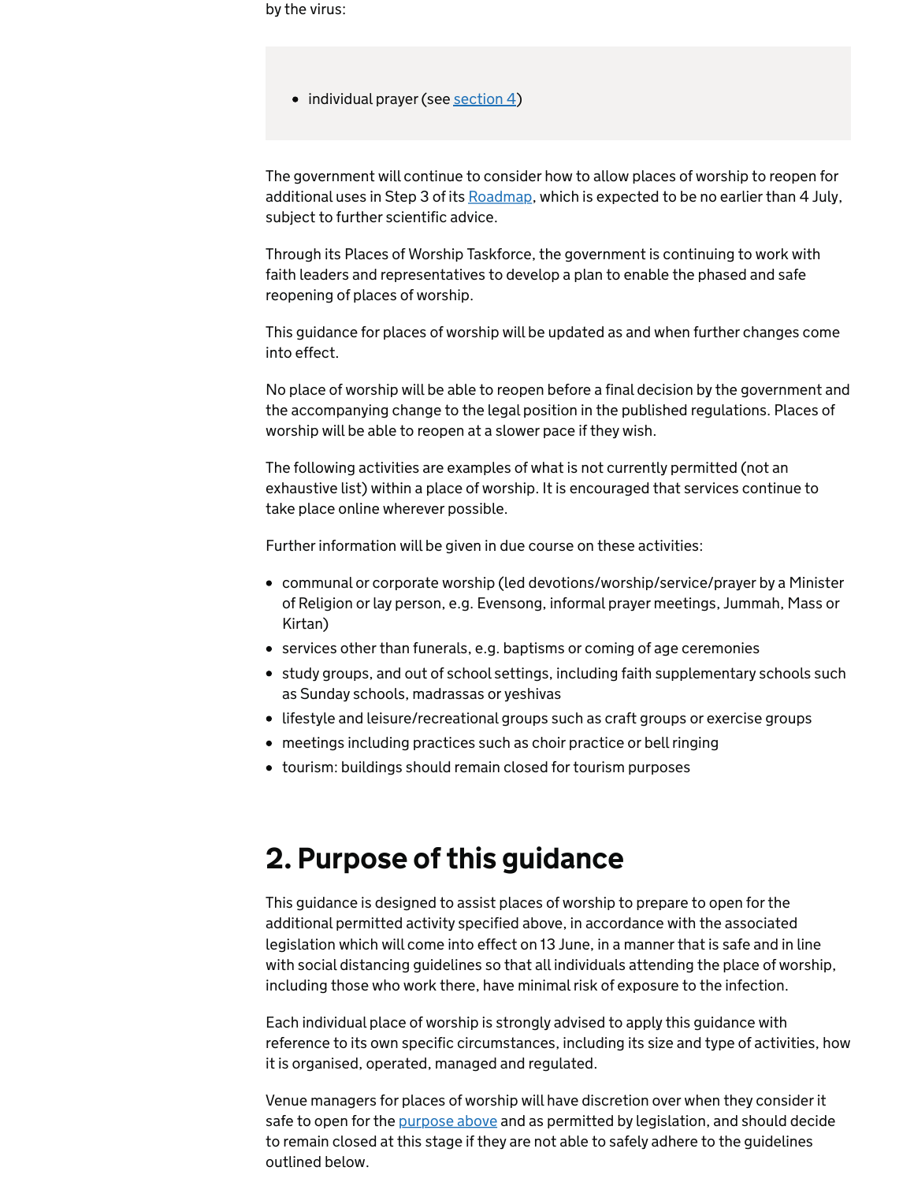by the virus:

- individual prayer (see section 4)

The government will continue to consider how to allow places of worship to reopen for additional uses in Step 3 of its Roadmap, which is expected to be no earlier than 4 July, subject to further scientific advice.

Through its Places of Worship Taskforce, the government is continuing to work with faith leaders and representatives to develop a plan to enable the phased and safe reopening of places of worship.

This guidance for places of worship will be updated as and when further changes come into effect.

No place of worship will be able to reopen before a final decision by the government and the accompanying change to the legal position in the published regulations. Places of worship will be able to reopen at a slower pace if they wish.

The following activities are examples of what is not currently permitted (not an exhaustive list) within a place of worship. It is encouraged that services continue to take place online wherever possible.

Further information will be given in due course on these activities:

- communal or corporate worship (led devotions/worship/service/prayer by a Minister of Religion or lay person, e.g. Evensong, informal prayer meetings, Jummah, Mass or Kirtan)
- services other than funerals, e.g. baptisms or coming of age ceremonies
- study groups, and out of school settings, including faith supplementary schools such as Sunday schools, madrassas or yeshivas
- lifestyle and leisure/recreational groups such as craft groups or exercise groups
- meetings including practices such as choir practice or bell ringing
- tourism: buildings should remain closed for tourism purposes

## 2. Purpose of this guidance

This guidance is designed to assist places of worship to prepare to open for the additional permitted activity specified above, in accordance with the associated legislation which will come into effect on 13 June, in a manner that is safe and in line with social distancing guidelines so that all individuals attending the place of worship, including those who work there, have minimal risk of exposure to the infection.

Each individual place of worship is strongly advised to apply this guidance with reference to its own specific circumstances, including its size and type of activities, how it is organised, operated, managed and regulated.

Venue managers for places of worship will have discretion over when they consider it safe to open for the purpose above and as permitted by legislation, and should decide to remain closed at this stage if they are not able to safely adhere to the guidelines outlined below.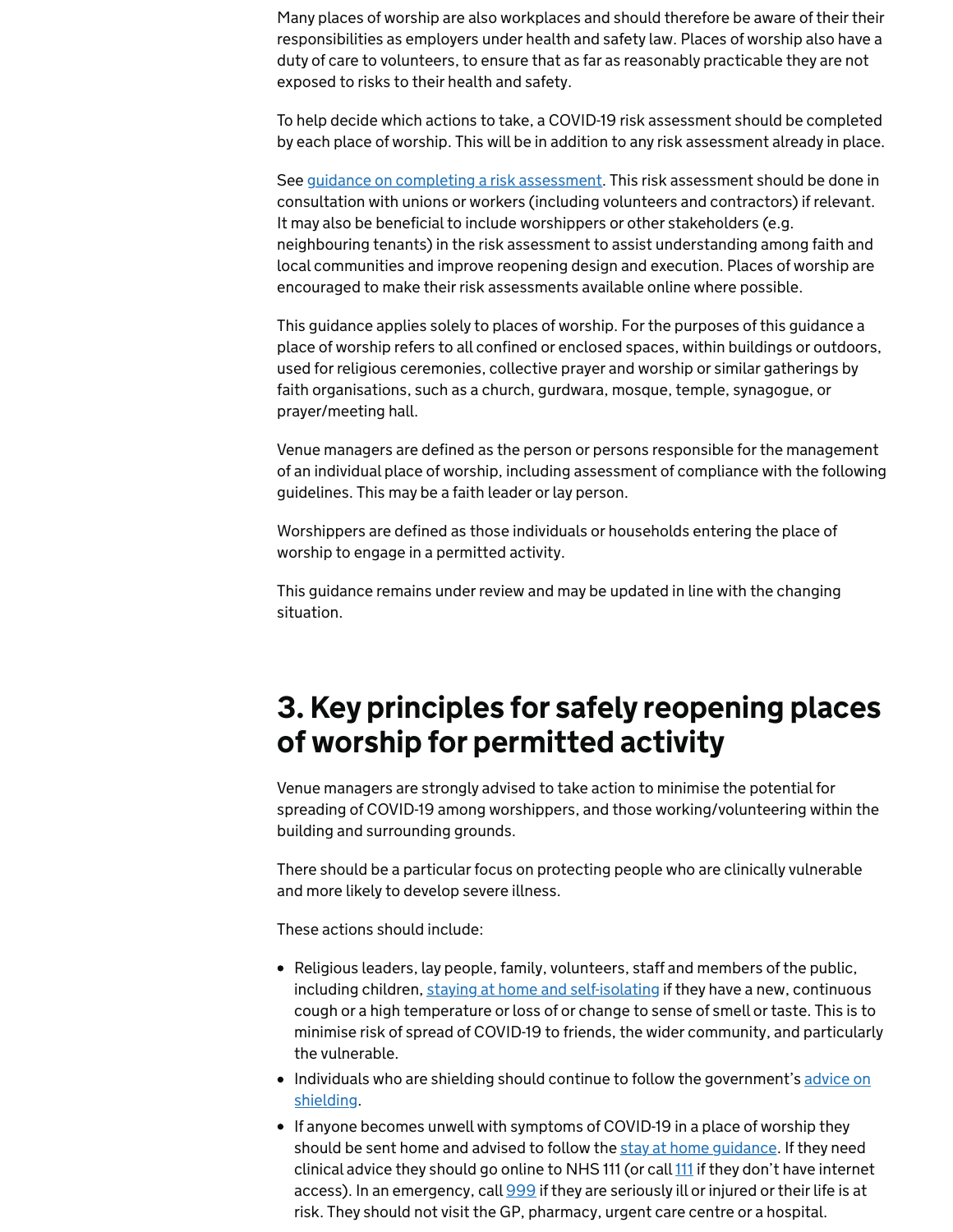Many places of worship are also workplaces and should therefore be aware of their their responsibilities as employers under health and safety law. Places of worship also have a duty of care to volunteers, to ensure that as far as reasonably practicable they are not exposed to risks to their health and safety.

To help decide which actions to take, a COVID-19 risk assessment should be completed by each place of worship. This will be in addition to any risk assessment already in place.

See guidance on completing a risk assessment. This risk assessment should be done in consultation with unions or workers (including volunteers and contractors) if relevant. It may also be beneficial to include worshippers or other stakeholders (e.g. neighbouring tenants) in the risk assessment to assist understanding among faith and local communities and improve reopening design and execution. Places of worship are encouraged to make their risk assessments available online where possible.

This guidance applies solely to places of worship. For the purposes of this guidance a place of worship refers to all confined or enclosed spaces, within buildings or outdoors, used for religious ceremonies, collective prayer and worship or similar gatherings by faith organisations, such as a church, gurdwara, mosque, temple, synagogue, or prayer/meeting hall.

Venue managers are defined as the person or persons responsible for the management of an individual place of worship, including assessment of compliance with the following guidelines. This may be a faith leader or lay person.

Worshippers are defined as those individuals or households entering the place of worship to engage in a permitted activity.

This guidance remains under review and may be updated in line with the changing situation.

## 3. Key principles for safely reopening places of worship for permitted activity

Venue managers are strongly advised to take action to minimise the potential for spreading of COVID-19 among worshippers, and those working/volunteering within the building and surrounding grounds.

There should be a particular focus on protecting people who are clinically vulnerable and more likely to develop severe illness.

These actions should include:

- Religious leaders, lay people, family, volunteers, staff and members of the public, including children, staying at home and self-isolating if they have a new, continuous cough or a high temperature or loss of or change to sense of smell or taste. This is to minimise risk of spread of COVID-19 to friends, the wider community, and particularly the vulnerable.
- Individuals who are shielding should continue to follow the government's advice on shielding.
- If anyone becomes unwell with symptoms of COVID-19 in a place of worship they should be sent home and advised to follow the stay at home guidance. If they need clinical advice they should go online to NHS 111 (or call 111 if they don't have internet access). In an emergency, call 999 if they are seriously ill or injured or their life is at risk. They should not visit the GP, pharmacy, urgent care centre or a hospital.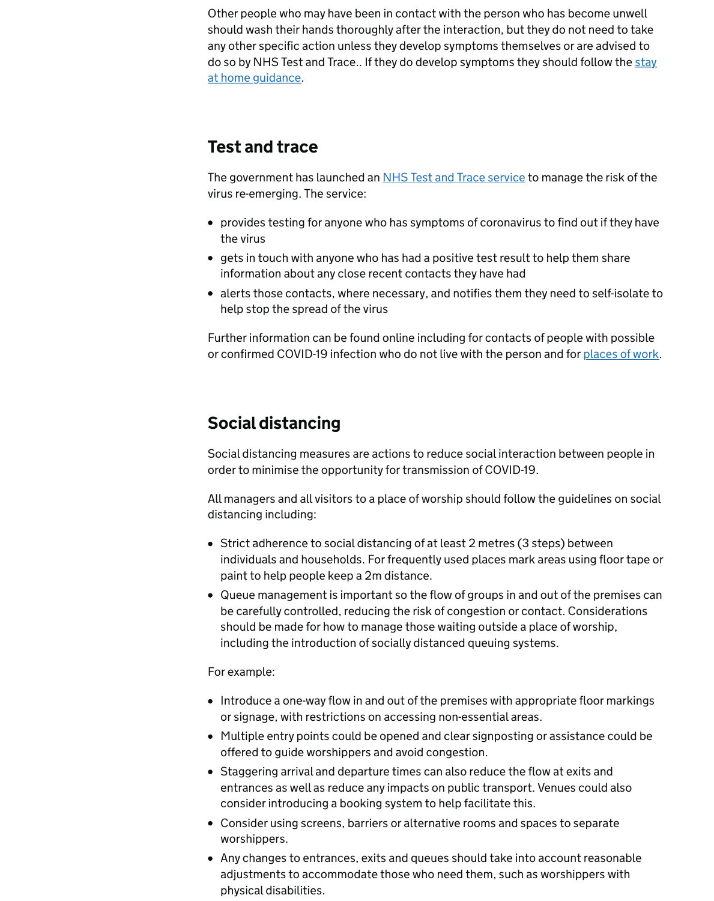Other people who may have been in contact with the person who has become unwell should wash their hands thoroughly after the interaction, but they do not need to take any other specific action unless they develop symptoms themselves or are advised to do so by NHS Test and Trace.. If they do develop symptoms they should follow the stay at home guidance.

## Test and trace

The government has launched an NHS Test and Trace service to manage the risk of the virus re-emerging. The service:

- provides testing for anyone who has symptoms of coronavirus to find out if they have the virus
- gets in touch with anyone who has had a positive test result to help them share information about any close recent contacts they have had
- alerts those contacts, where necessary, and notifies them they need to self-isolate to help stop the spread of the virus

Further information can be found online including for contacts of people with possible or confirmed COVID-19 infection who do not live with the person and for places of work.

## Social distancing

Social distancing measures are actions to reduce social interaction between people in order to minimise the opportunity for transmission of COVID-19.

All managers and all visitors to a place of worship should follow the guidelines on social distancing including:

- Strict adherence to social distancing of at least 2 metres (3 steps) between individuals and households. For frequently used places mark areas using floor tape or paint to help people keep a 2m distance.
- Queue management is important so the flow of groups in and out of the premises can be carefully controlled, reducing the risk of congestion or contact. Considerations should be made for how to manage those waiting outside a place of worship, including the introduction of socially distanced queuing systems.

For example:

- Introduce a one-way flow in and out of the premises with appropriate floor markings or signage, with restrictions on accessing non-essential areas.
- Multiple entry points could be opened and clear signposting or assistance could be offered to guide worshippers and avoid congestion.
- Staggering arrival and departure times can also reduce the flow at exits and entrances as well as reduce any impacts on public transport. Venues could also consider introducing a booking system to help facilitate this.
- Consider using screens, barriers or alternative rooms and spaces to separate worshippers.
- Any changes to entrances, exits and queues should take into account reasonable adjustments to accommodate those who need them, such as worshippers with physical disabilities.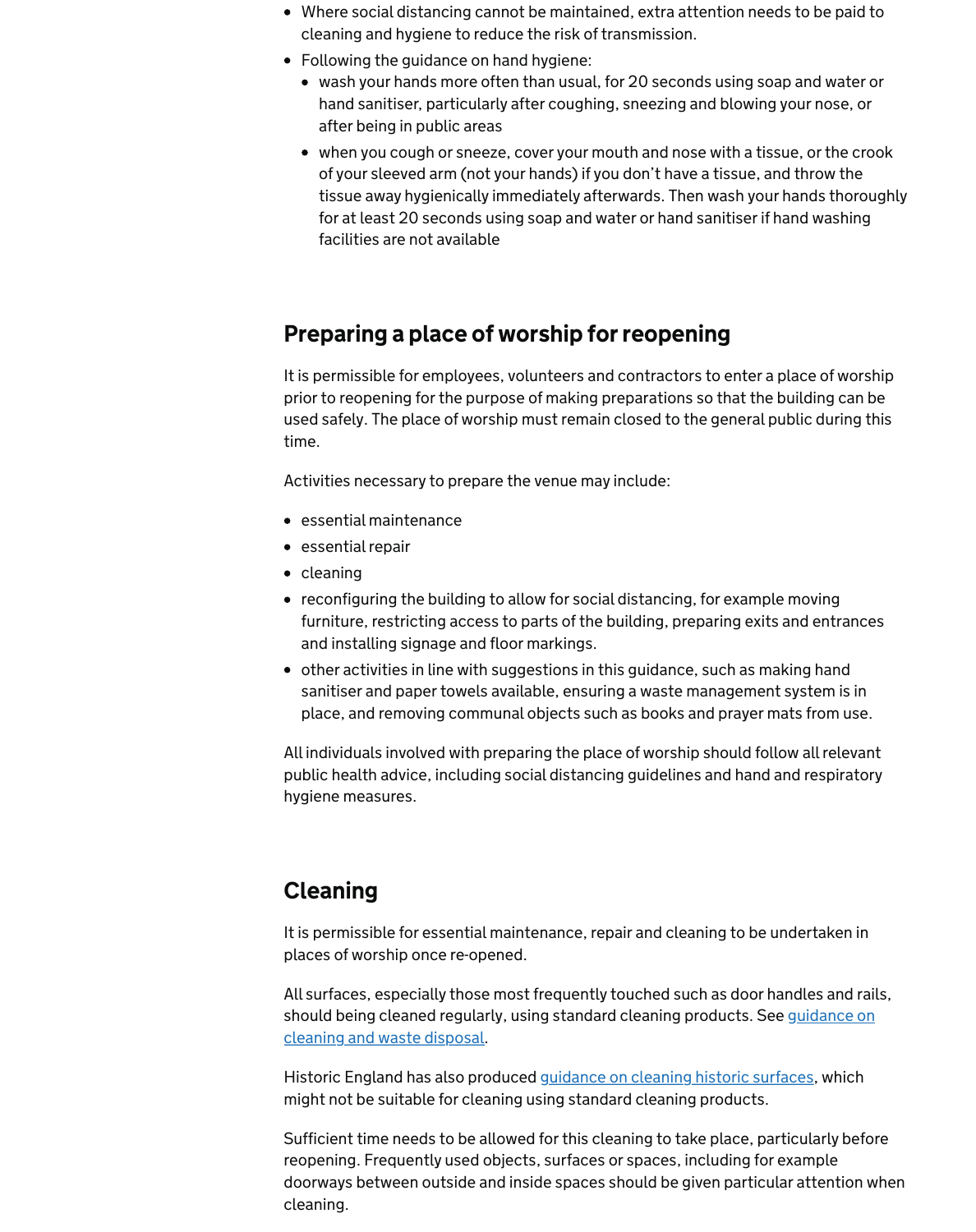- Where social distancing cannot be maintained, extra attention needs to be paid to cleaning and hygiene to reduce the risk of transmission.
- Following the guidance on hand hygiene:
  - wash your hands more often than usual, for 20 seconds using soap and water or hand sanitiser, particularly after coughing, sneezing and blowing your nose, or after being in public areas
  - when you cough or sneeze, cover your mouth and nose with a tissue, or the crook of your sleeved arm (not your hands) if you don't have a tissue, and throw the tissue away hygienically immediately afterwards. Then wash your hands thoroughly for at least 20 seconds using soap and water or hand sanitiser if hand washing facilities are not available

## Preparing a place of worship for reopening

It is permissible for employees, volunteers and contractors to enter a place of worship prior to reopening for the purpose of making preparations so that the building can be used safely. The place of worship must remain closed to the general public during this time.

Activities necessary to prepare the venue may include:

- essential maintenance
- essential repair
- cleaning
- reconfiguring the building to allow for social distancing, for example moving furniture, restricting access to parts of the building, preparing exits and entrances and installing signage and floor markings.
- other activities in line with suggestions in this guidance, such as making hand sanitiser and paper towels available, ensuring a waste management system is in place, and removing communal objects such as books and prayer mats from use.

All individuals involved with preparing the place of worship should follow all relevant public health advice, including social distancing guidelines and hand and respiratory hygiene measures.

## Cleaning

It is permissible for essential maintenance, repair and cleaning to be undertaken in places of worship once re-opened.

All surfaces, especially those most frequently touched such as door handles and rails, should being cleaned regularly, using standard cleaning products. See guidance on cleaning and waste disposal.

Historic England has also produced guidance on cleaning historic surfaces, which might not be suitable for cleaning using standard cleaning products.

Sufficient time needs to be allowed for this cleaning to take place, particularly before reopening. Frequently used objects, surfaces or spaces, including for example doorways between outside and inside spaces should be given particular attention when cleaning.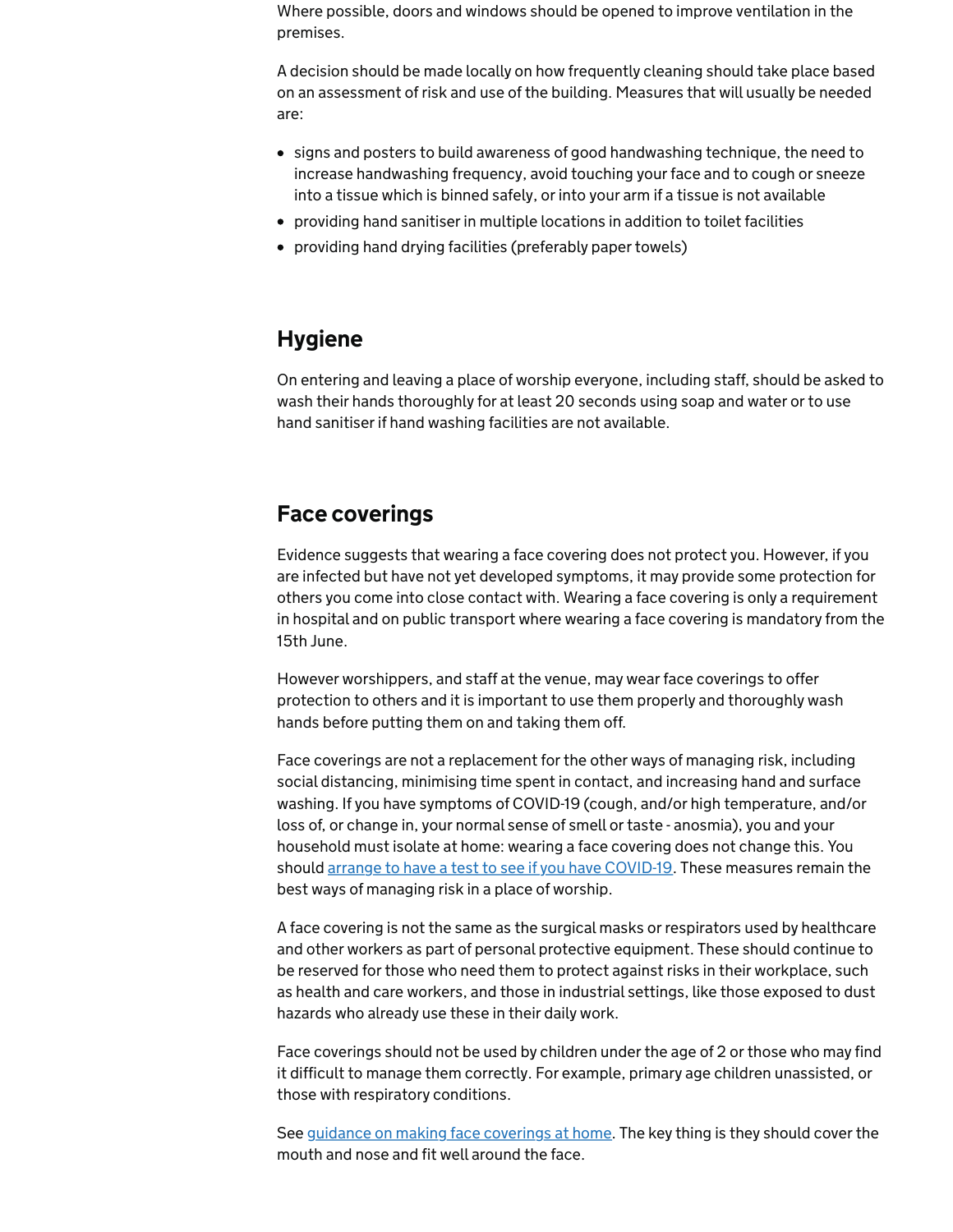Where possible, doors and windows should be opened to improve ventilation in the premises.

A decision should be made locally on how frequently cleaning should take place based on an assessment of risk and use of the building. Measures that will usually be needed are:

- signs and posters to build awareness of good handwashing technique, the need to increase handwashing frequency, avoid touching your face and to cough or sneeze into a tissue which is binned safely, or into your arm if a tissue is not available
- providing hand sanitiser in multiple locations in addition to toilet facilities
- providing hand drying facilities (preferably paper towels)

## Hygiene

On entering and leaving a place of worship everyone, including staff, should be asked to wash their hands thoroughly for at least 20 seconds using soap and water or to use hand sanitiser if hand washing facilities are not available.

## Face coverings

Evidence suggests that wearing a face covering does not protect you. However, if you are infected but have not yet developed symptoms, it may provide some protection for others you come into close contact with. Wearing a face covering is only a requirement in hospital and on public transport where wearing a face covering is mandatory from the 15th June.

However worshippers, and staff at the venue, may wear face coverings to offer protection to others and it is important to use them properly and thoroughly wash hands before putting them on and taking them off.

Face coverings are not a replacement for the other ways of managing risk, including social distancing, minimising time spent in contact, and increasing hand and surface washing. If you have symptoms of COVID-19 (cough, and/or high temperature, and/or loss of, or change in, your normal sense of smell or taste - anosmia), you and your household must isolate at home: wearing a face covering does not change this. You should [arrange to have a test to see if you have COVID-19](). These measures remain the best ways of managing risk in a place of worship.

A face covering is not the same as the surgical masks or respirators used by healthcare and other workers as part of personal protective equipment. These should continue to be reserved for those who need them to protect against risks in their workplace, such as health and care workers, and those in industrial settings, like those exposed to dust hazards who already use these in their daily work.

Face coverings should not be used by children under the age of 2 or those who may find it difficult to manage them correctly. For example, primary age children unassisted, or those with respiratory conditions.

See [guidance on making face coverings at home](). The key thing is they should cover the mouth and nose and fit well around the face.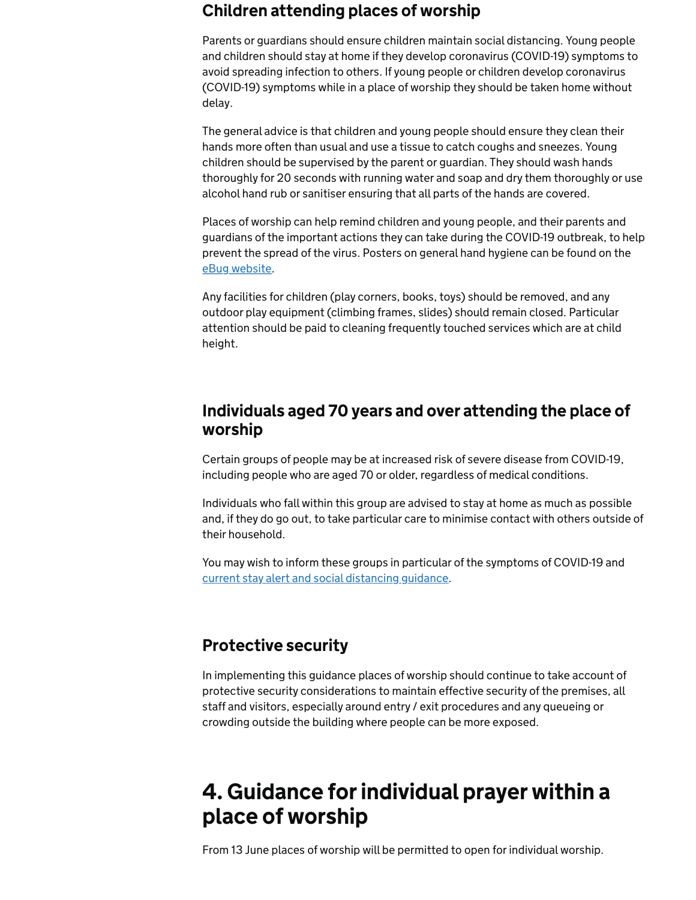### Children attending places of worship

Parents or guardians should ensure children maintain social distancing. Young people and children should stay at home if they develop coronavirus (COVID-19) symptoms to avoid spreading infection to others. If young people or children develop coronavirus (COVID-19) symptoms while in a place of worship they should be taken home without delay.

The general advice is that children and young people should ensure they clean their hands more often than usual and use a tissue to catch coughs and sneezes. Young children should be supervised by the parent or guardian. They should wash hands thoroughly for 20 seconds with running water and soap and dry them thoroughly or use alcohol hand rub or sanitiser ensuring that all parts of the hands are covered.

Places of worship can help remind children and young people, and their parents and guardians of the important actions they can take during the COVID-19 outbreak, to help prevent the spread of the virus. Posters on general hand hygiene can be found on the eBug website.

Any facilities for children (play corners, books, toys) should be removed, and any outdoor play equipment (climbing frames, slides) should remain closed. Particular attention should be paid to cleaning frequently touched services which are at child height.

### Individuals aged 70 years and over attending the place of worship

Certain groups of people may be at increased risk of severe disease from COVID-19, including people who are aged 70 or older, regardless of medical conditions.

Individuals who fall within this group are advised to stay at home as much as possible and, if they do go out, to take particular care to minimise contact with others outside of their household.

You may wish to inform these groups in particular of the symptoms of COVID-19 and current stay alert and social distancing guidance.

### Protective security

In implementing this guidance places of worship should continue to take account of protective security considerations to maintain effective security of the premises, all staff and visitors, especially around entry / exit procedures and any queueing or crowding outside the building where people can be more exposed.

## 4. Guidance for individual prayer within a place of worship

From 13 June places of worship will be permitted to open for individual worship.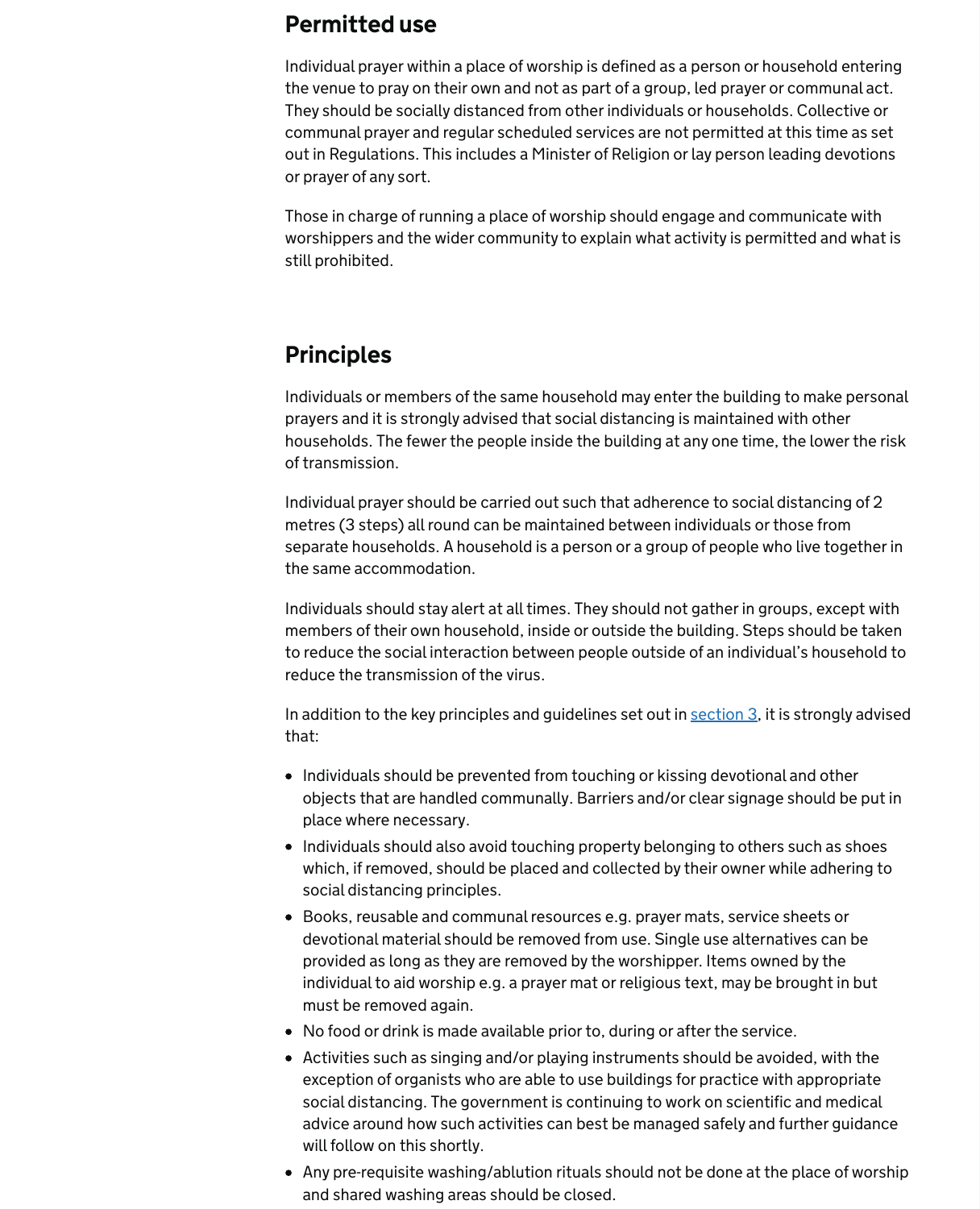## Permitted use

Individual prayer within a place of worship is defined as a person or household entering the venue to pray on their own and not as part of a group, led prayer or communal act. They should be socially distanced from other individuals or households. Collective or communal prayer and regular scheduled services are not permitted at this time as set out in Regulations. This includes a Minister of Religion or lay person leading devotions or prayer of any sort.

Those in charge of running a place of worship should engage and communicate with worshippers and the wider community to explain what activity is permitted and what is still prohibited.

## Principles

Individuals or members of the same household may enter the building to make personal prayers and it is strongly advised that social distancing is maintained with other households. The fewer the people inside the building at any one time, the lower the risk of transmission.

Individual prayer should be carried out such that adherence to social distancing of 2 metres (3 steps) all round can be maintained between individuals or those from separate households. A household is a person or a group of people who live together in the same accommodation.

Individuals should stay alert at all times. They should not gather in groups, except with members of their own household, inside or outside the building. Steps should be taken to reduce the social interaction between people outside of an individual's household to reduce the transmission of the virus.

In addition to the key principles and guidelines set out in section 3, it is strongly advised that:

- Individuals should be prevented from touching or kissing devotional and other objects that are handled communally. Barriers and/or clear signage should be put in place where necessary.
- Individuals should also avoid touching property belonging to others such as shoes which, if removed, should be placed and collected by their owner while adhering to social distancing principles.
- Books, reusable and communal resources e.g. prayer mats, service sheets or devotional material should be removed from use. Single use alternatives can be provided as long as they are removed by the worshipper. Items owned by the individual to aid worship e.g. a prayer mat or religious text, may be brought in but must be removed again.
- No food or drink is made available prior to, during or after the service.
- Activities such as singing and/or playing instruments should be avoided, with the exception of organists who are able to use buildings for practice with appropriate social distancing. The government is continuing to work on scientific and medical advice around how such activities can best be managed safely and further guidance will follow on this shortly.
- Any pre-requisite washing/ablution rituals should not be done at the place of worship and shared washing areas should be closed.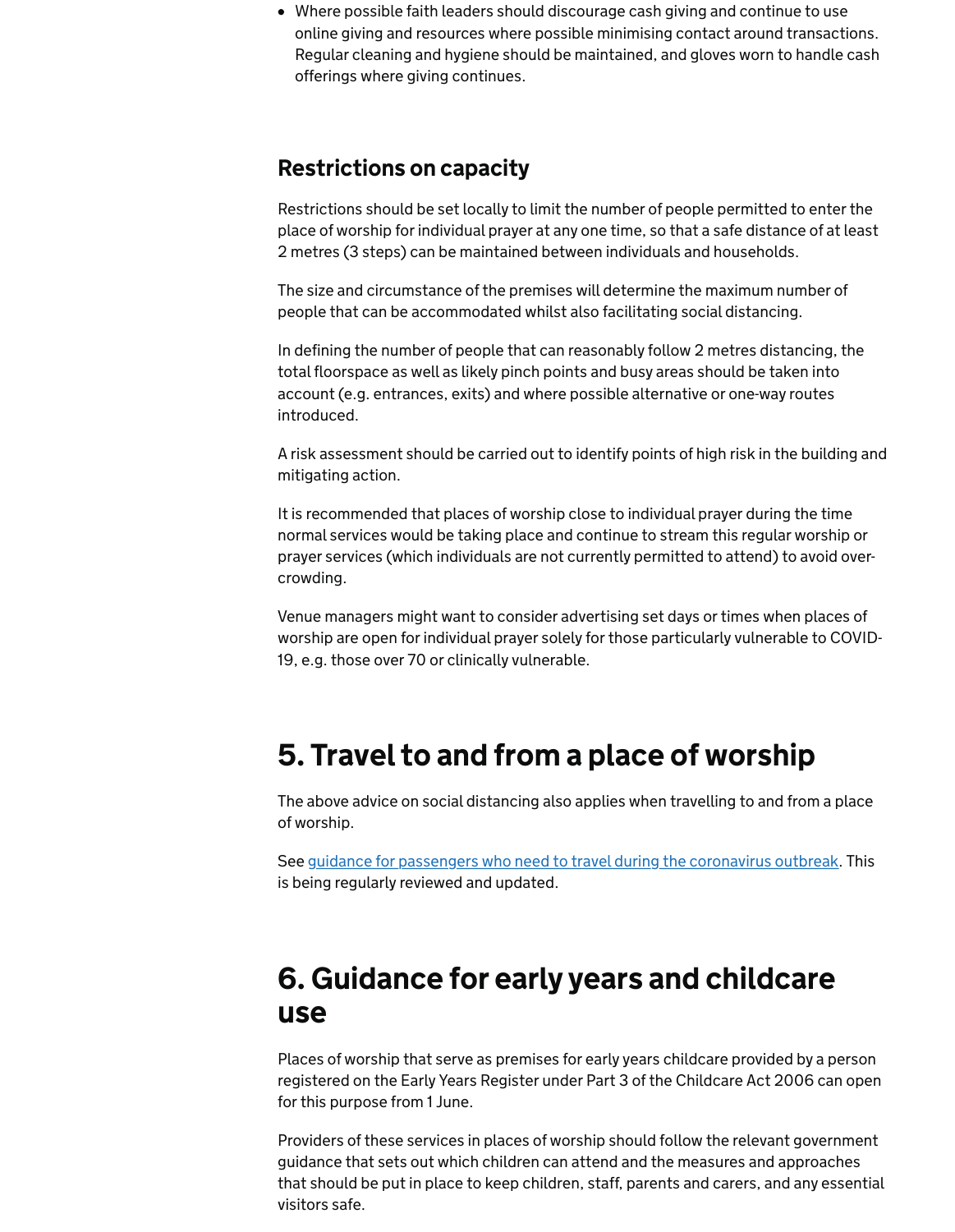- Where possible faith leaders should discourage cash giving and continue to use online giving and resources where possible minimising contact around transactions. Regular cleaning and hygiene should be maintained, and gloves worn to handle cash offerings where giving continues.

### Restrictions on capacity

Restrictions should be set locally to limit the number of people permitted to enter the place of worship for individual prayer at any one time, so that a safe distance of at least 2 metres (3 steps) can be maintained between individuals and households.

The size and circumstance of the premises will determine the maximum number of people that can be accommodated whilst also facilitating social distancing.

In defining the number of people that can reasonably follow 2 metres distancing, the total floorspace as well as likely pinch points and busy areas should be taken into account (e.g. entrances, exits) and where possible alternative or one-way routes introduced.

A risk assessment should be carried out to identify points of high risk in the building and mitigating action.

It is recommended that places of worship close to individual prayer during the time normal services would be taking place and continue to stream this regular worship or prayer services (which individuals are not currently permitted to attend) to avoid over-crowding.

Venue managers might want to consider advertising set days or times when places of worship are open for individual prayer solely for those particularly vulnerable to COVID-19, e.g. those over 70 or clinically vulnerable.

## 5. Travel to and from a place of worship

The above advice on social distancing also applies when travelling to and from a place of worship.

See guidance for passengers who need to travel during the coronavirus outbreak. This is being regularly reviewed and updated.

## 6. Guidance for early years and childcare use

Places of worship that serve as premises for early years childcare provided by a person registered on the Early Years Register under Part 3 of the Childcare Act 2006 can open for this purpose from 1 June.

Providers of these services in places of worship should follow the relevant government guidance that sets out which children can attend and the measures and approaches that should be put in place to keep children, staff, parents and carers, and any essential visitors safe.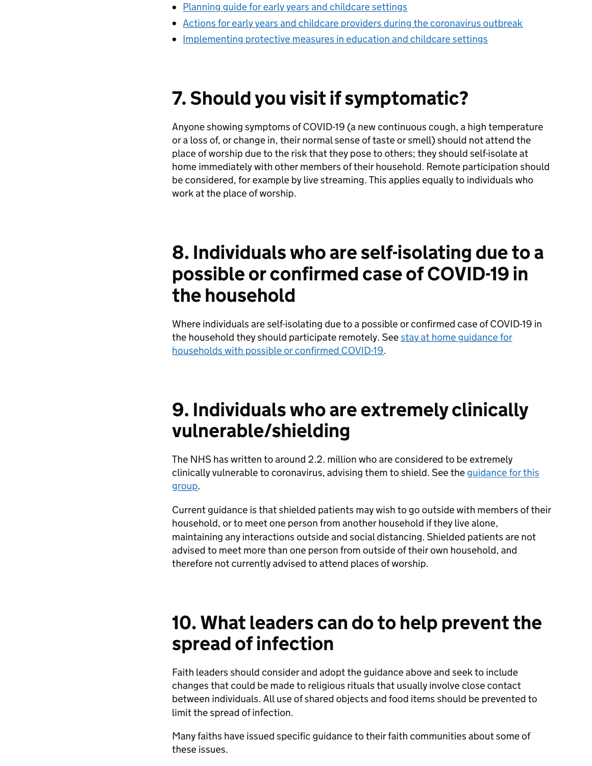- Planning guide for early years and childcare settings
- Actions for early years and childcare providers during the coronavirus outbreak
- Implementing protective measures in education and childcare settings

## 7. Should you visit if symptomatic?

Anyone showing symptoms of COVID-19 (a new continuous cough, a high temperature or a loss of, or change in, their normal sense of taste or smell) should not attend the place of worship due to the risk that they pose to others; they should self-isolate at home immediately with other members of their household. Remote participation should be considered, for example by live streaming. This applies equally to individuals who work at the place of worship.

## 8. Individuals who are self-isolating due to a possible or confirmed case of COVID-19 in the household

Where individuals are self-isolating due to a possible or confirmed case of COVID-19 in the household they should participate remotely. See stay at home guidance for households with possible or confirmed COVID-19.

## 9. Individuals who are extremely clinically vulnerable/shielding

The NHS has written to around 2.2. million who are considered to be extremely clinically vulnerable to coronavirus, advising them to shield. See the guidance for this group.

Current guidance is that shielded patients may wish to go outside with members of their household, or to meet one person from another household if they live alone, maintaining any interactions outside and social distancing. Shielded patients are not advised to meet more than one person from outside of their own household, and therefore not currently advised to attend places of worship.

## 10. What leaders can do to help prevent the spread of infection

Faith leaders should consider and adopt the guidance above and seek to include changes that could be made to religious rituals that usually involve close contact between individuals. All use of shared objects and food items should be prevented to limit the spread of infection.

Many faiths have issued specific guidance to their faith communities about some of these issues.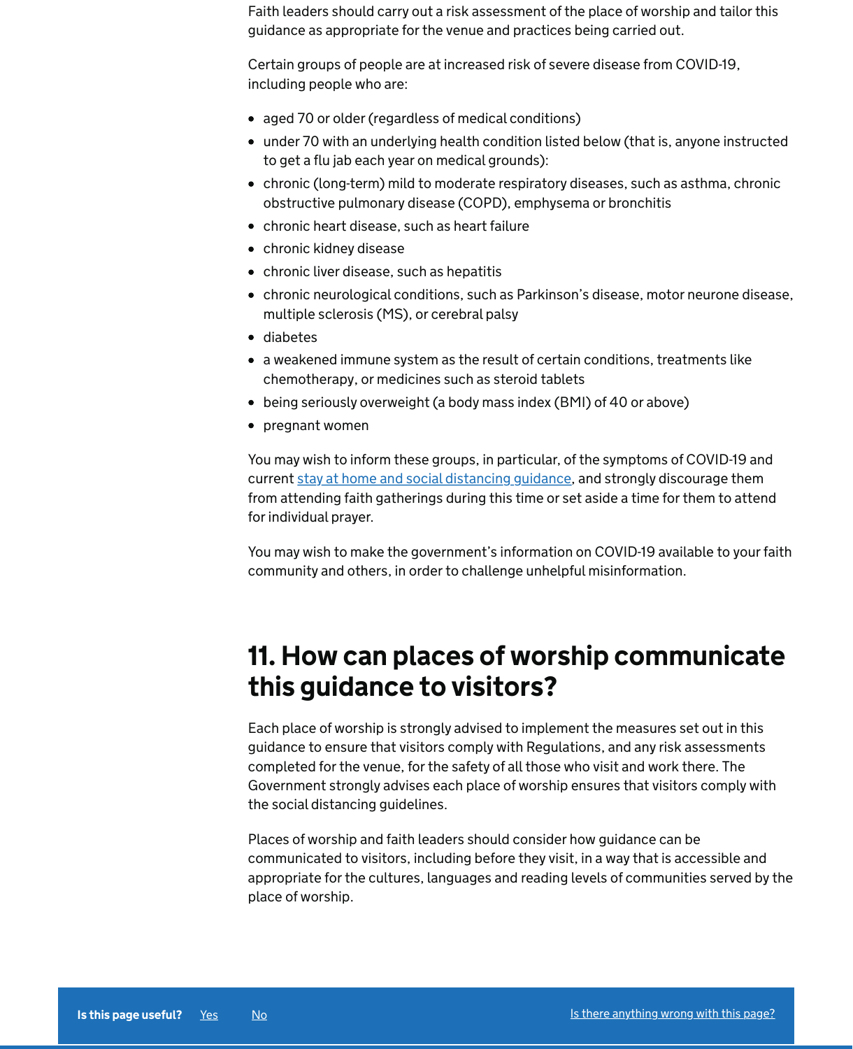Faith leaders should carry out a risk assessment of the place of worship and tailor this guidance as appropriate for the venue and practices being carried out.

Certain groups of people are at increased risk of severe disease from COVID-19, including people who are:

- aged 70 or older (regardless of medical conditions)
- under 70 with an underlying health condition listed below (that is, anyone instructed to get a flu jab each year on medical grounds):
- chronic (long-term) mild to moderate respiratory diseases, such as asthma, chronic obstructive pulmonary disease (COPD), emphysema or bronchitis
- chronic heart disease, such as heart failure
- chronic kidney disease
- chronic liver disease, such as hepatitis
- chronic neurological conditions, such as Parkinson's disease, motor neurone disease, multiple sclerosis (MS), or cerebral palsy
- diabetes
- a weakened immune system as the result of certain conditions, treatments like chemotherapy, or medicines such as steroid tablets
- being seriously overweight (a body mass index (BMI) of 40 or above)
- pregnant women

You may wish to inform these groups, in particular, of the symptoms of COVID-19 and current stay at home and social distancing guidance, and strongly discourage them from attending faith gatherings during this time or set aside a time for them to attend for individual prayer.

You may wish to make the government's information on COVID-19 available to your faith community and others, in order to challenge unhelpful misinformation.

## 11. How can places of worship communicate this guidance to visitors?

Each place of worship is strongly advised to implement the measures set out in this guidance to ensure that visitors comply with Regulations, and any risk assessments completed for the venue, for the safety of all those who visit and work there. The Government strongly advises each place of worship ensures that visitors comply with the social distancing guidelines.

Places of worship and faith leaders should consider how guidance can be communicated to visitors, including before they visit, in a way that is accessible and appropriate for the cultures, languages and reading levels of communities served by the place of worship.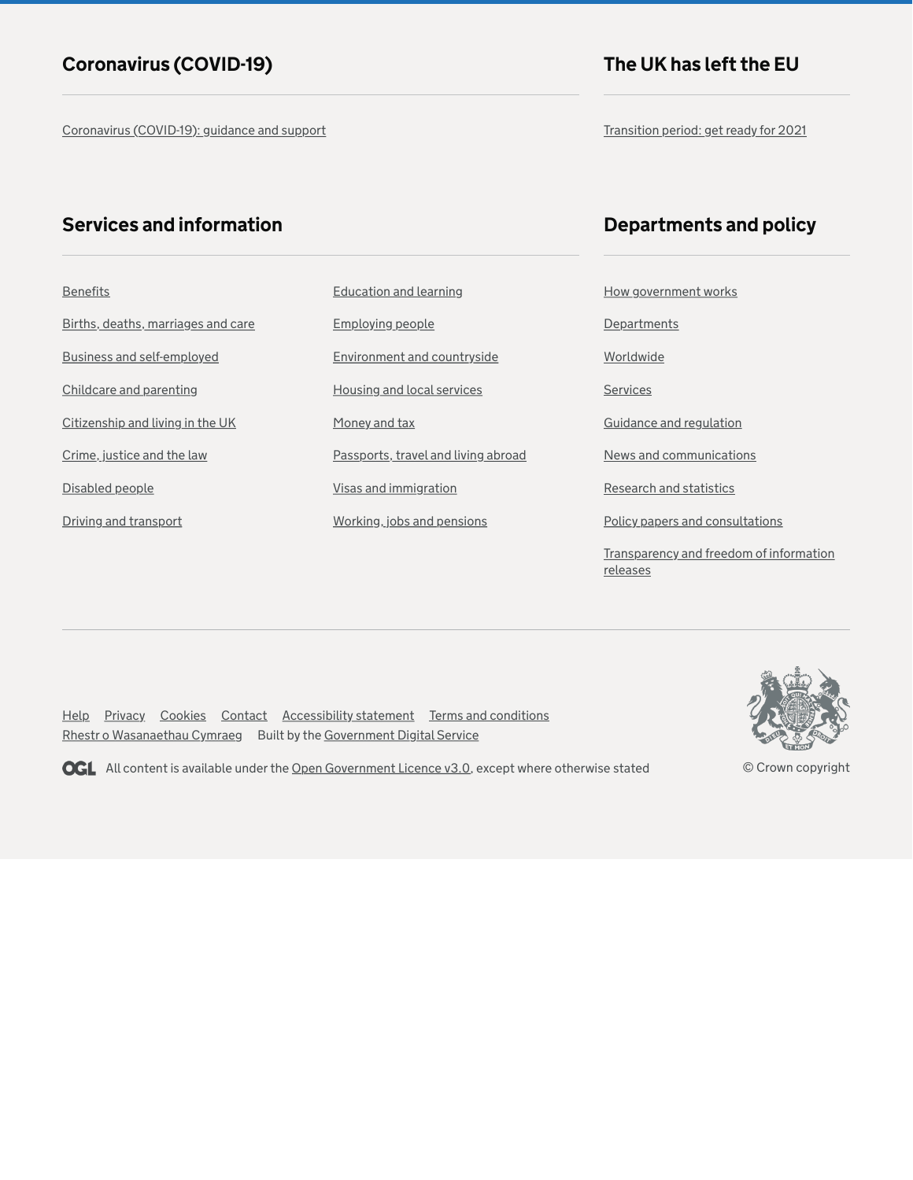## Coronavirus (COVID-19)

Coronavirus (COVID-19): guidance and support

## The UK has left the EU

Transition period: get ready for 2021

## Services and information

- Benefits
- Births, deaths, marriages and care
- Business and self-employed
- Childcare and parenting
- Citizenship and living in the UK
- Crime, justice and the law
- Disabled people
- Driving and transport
- Education and learning
- Employing people
- Environment and countryside
- Housing and local services
- Money and tax
- Passports, travel and living abroad
- Visas and immigration
- Working, jobs and pensions

## Departments and policy

- How government works
- Departments
- Worldwide
- Services
- Guidance and regulation
- News and communications
- Research and statistics
- Policy papers and consultations
- Transparency and freedom of information releases

Help Privacy Cookies Contact Accessibility statement Terms and conditions
Rhestr o Wasanaethau Cymraeg Built by the Government Digital Service

All content is available under the Open Government Licence v3.0, except where otherwise stated

© Crown copyright